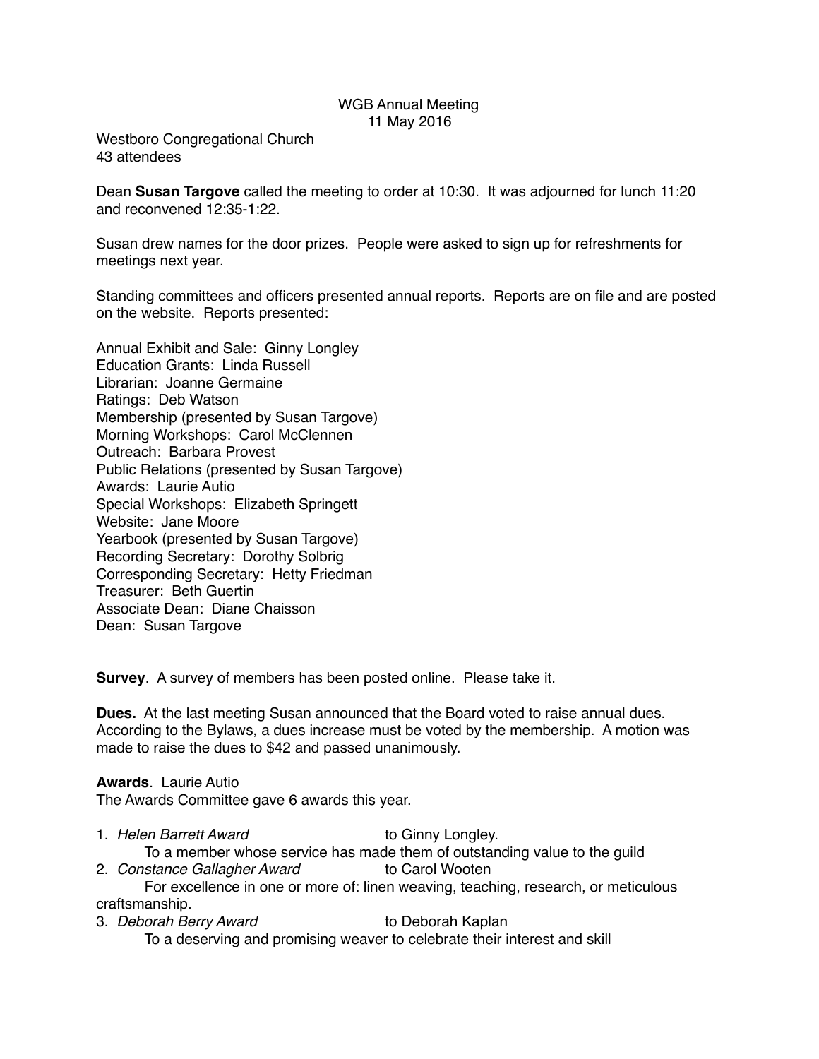# WGB Annual Meeting
11 May 2016

Westboro Congregational Church
43 attendees

Dean **Susan Targove** called the meeting to order at 10:30. It was adjourned for lunch 11:20 and reconvened 12:35-1:22.

Susan drew names for the door prizes. People were asked to sign up for refreshments for meetings next year.

Standing committees and officers presented annual reports. Reports are on file and are posted on the website. Reports presented:

Annual Exhibit and Sale: Ginny Longley
Education Grants: Linda Russell
Librarian: Joanne Germaine
Ratings: Deb Watson
Membership (presented by Susan Targove)
Morning Workshops: Carol McClennen
Outreach: Barbara Provest
Public Relations (presented by Susan Targove)
Awards: Laurie Autio
Special Workshops: Elizabeth Springett
Website: Jane Moore
Yearbook (presented by Susan Targove)
Recording Secretary: Dorothy Solbrig
Corresponding Secretary: Hetty Friedman
Treasurer: Beth Guertin
Associate Dean: Diane Chaisson
Dean: Susan Targove

**Survey**. A survey of members has been posted online. Please take it.

**Dues.** At the last meeting Susan announced that the Board voted to raise annual dues. According to the Bylaws, a dues increase must be voted by the membership. A motion was made to raise the dues to $42 and passed unanimously.

**Awards**. Laurie Autio
The Awards Committee gave 6 awards this year.

1. *Helen Barrett Award* to Ginny Longley.
   To a member whose service has made them of outstanding value to the guild
2. *Constance Gallagher Award* to Carol Wooten
   For excellence in one or more of: linen weaving, teaching, research, or meticulous craftsmanship.
3. *Deborah Berry Award* to Deborah Kaplan
   To a deserving and promising weaver to celebrate their interest and skill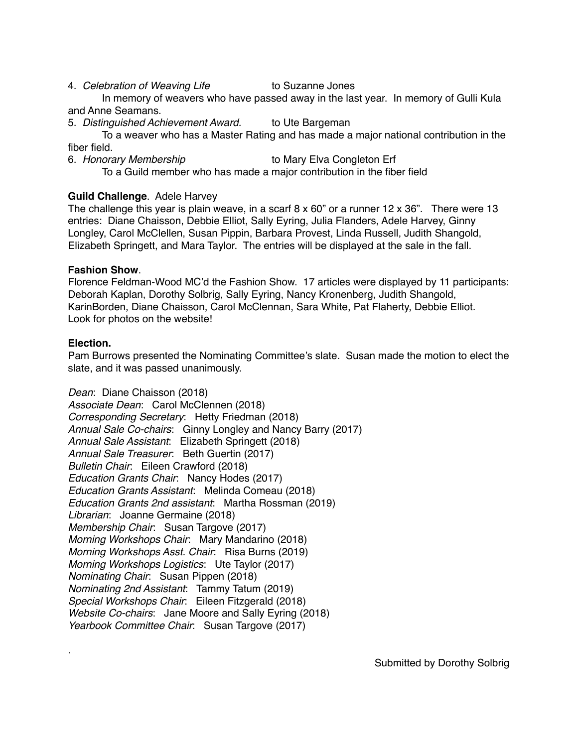4. *Celebration of Weaving Life* to Suzanne Jones

In memory of weavers who have passed away in the last year. In memory of Gulli Kula and Anne Seamans.

5. *Distinguished Achievement Award*. to Ute Bargeman

To a weaver who has a Master Rating and has made a major national contribution in the fiber field.

6. *Honorary Membership* to Mary Elva Congleton Erf

To a Guild member who has made a major contribution in the fiber field

**Guild Challenge**. Adele Harvey

The challenge this year is plain weave, in a scarf 8 x 60" or a runner 12 x 36". There were 13 entries: Diane Chaisson, Debbie Elliot, Sally Eyring, Julia Flanders, Adele Harvey, Ginny Longley, Carol McClellen, Susan Pippin, Barbara Provest, Linda Russell, Judith Shangold, Elizabeth Springett, and Mara Taylor. The entries will be displayed at the sale in the fall.

**Fashion Show**.

Florence Feldman-Wood MC'd the Fashion Show. 17 articles were displayed by 11 participants: Deborah Kaplan, Dorothy Solbrig, Sally Eyring, Nancy Kronenberg, Judith Shangold, KarinBorden, Diane Chaisson, Carol McClennan, Sara White, Pat Flaherty, Debbie Elliot. Look for photos on the website!

**Election.**

Pam Burrows presented the Nominating Committee's slate. Susan made the motion to elect the slate, and it was passed unanimously.

*Dean*: Diane Chaisson (2018)
*Associate Dean*: Carol McClennen (2018)
*Corresponding Secretary*: Hetty Friedman (2018)
*Annual Sale Co-chairs*: Ginny Longley and Nancy Barry (2017)
*Annual Sale Assistant*: Elizabeth Springett (2018)
*Annual Sale Treasurer*: Beth Guertin (2017)
*Bulletin Chair*: Eileen Crawford (2018)
*Education Grants Chair*: Nancy Hodes (2017)
*Education Grants Assistant*: Melinda Comeau (2018)
*Education Grants 2nd assistant*: Martha Rossman (2019)
*Librarian*: Joanne Germaine (2018)
*Membership Chair*: Susan Targove (2017)
*Morning Workshops Chair*: Mary Mandarino (2018)
*Morning Workshops Asst. Chair*: Risa Burns (2019)
*Morning Workshops Logistics*: Ute Taylor (2017)
*Nominating Chair*: Susan Pippen (2018)
*Nominating 2nd Assistant*: Tammy Tatum (2019)
*Special Workshops Chair*: Eileen Fitzgerald (2018)
*Website Co-chairs*: Jane Moore and Sally Eyring (2018)
*Yearbook Committee Chair*: Susan Targove (2017)

.

Submitted by Dorothy Solbrig